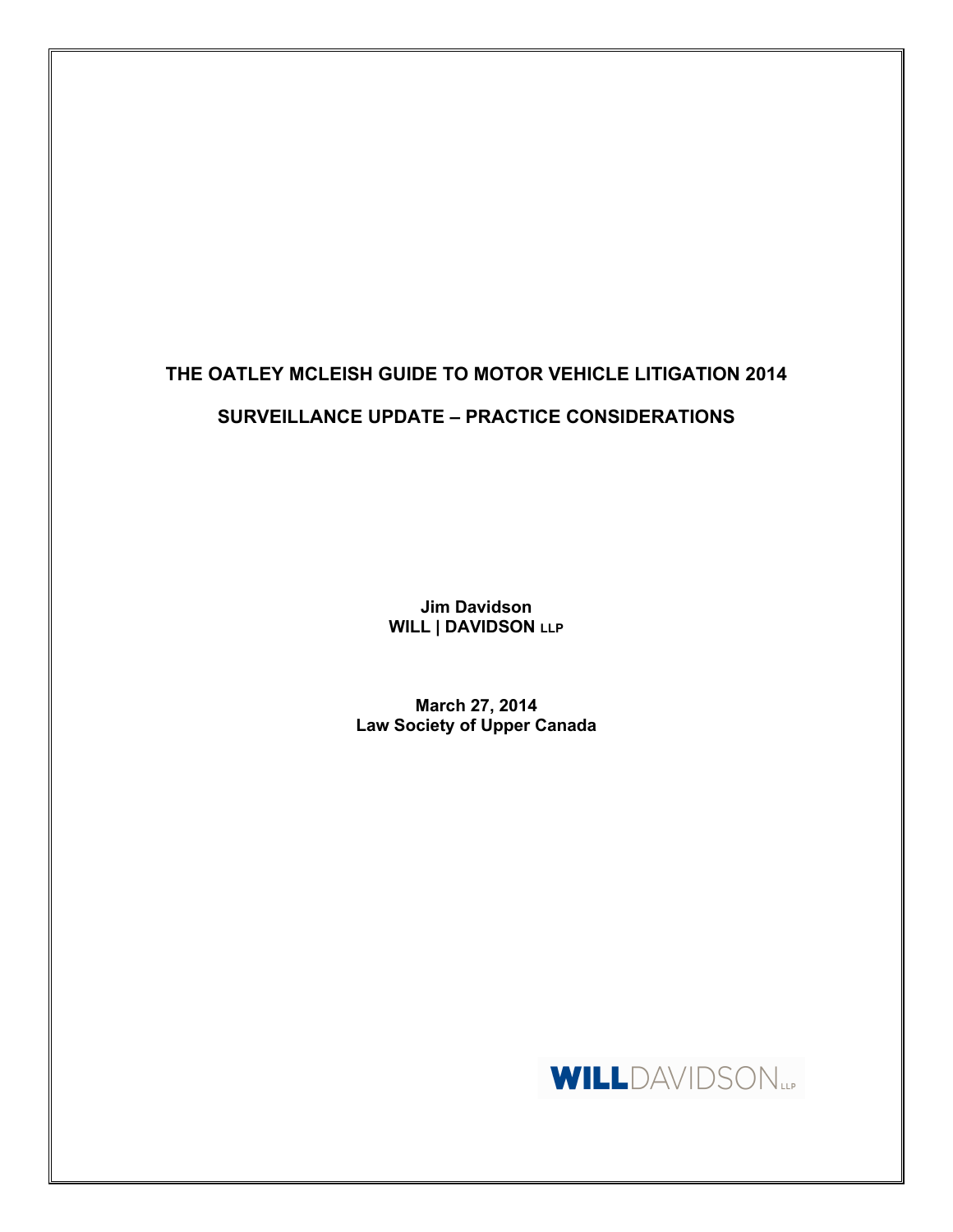# THE OATLEY MCLEISH GUIDE TO MOTOR VEHICLE LITIGATION 2014

## SURVEILLANCE UPDATE – PRACTICE CONSIDERATIONS

**Jim Davidson**
**WILL | DAVIDSON LLP**

**March 27, 2014**
**Law Society of Upper Canada**

WILLDAVIDSON LLP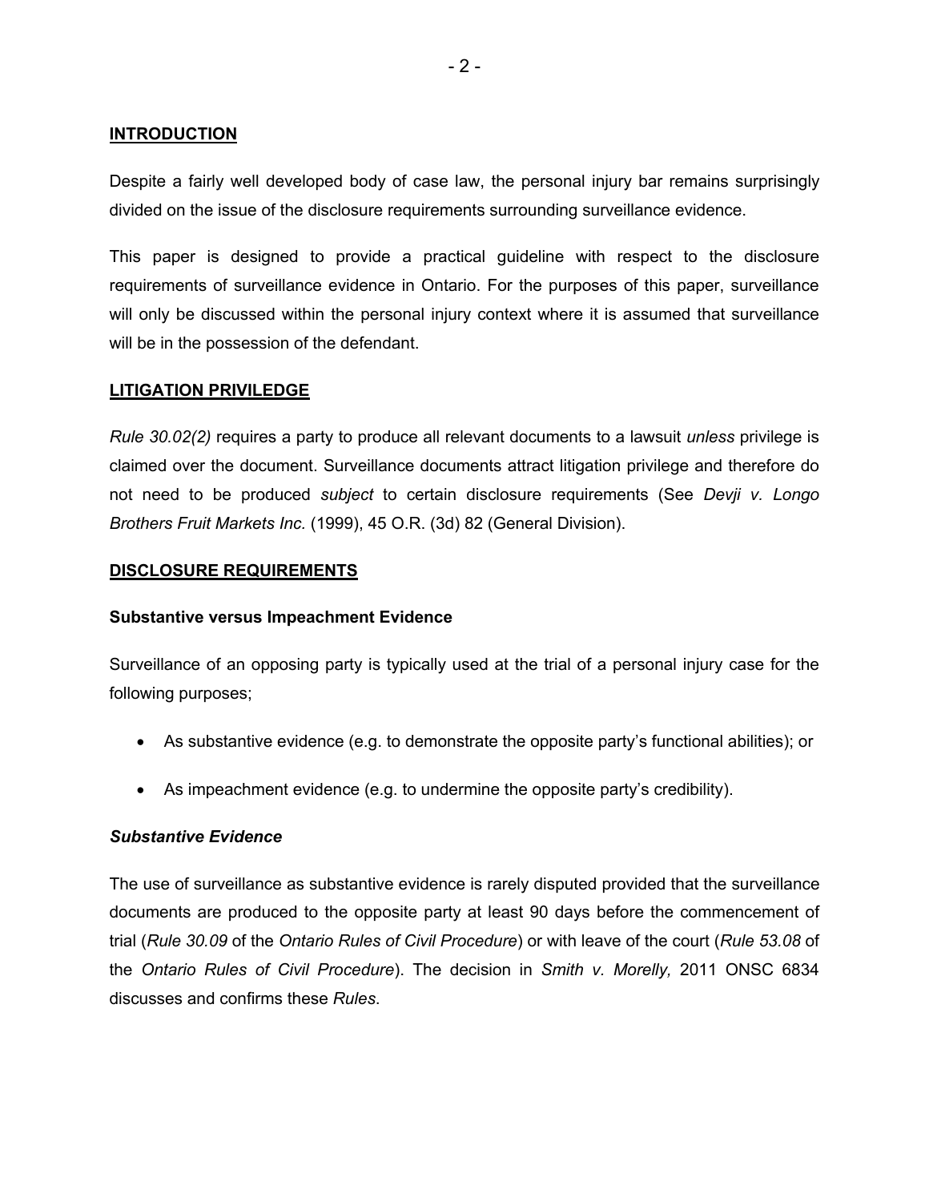## INTRODUCTION

Despite a fairly well developed body of case law, the personal injury bar remains surprisingly divided on the issue of the disclosure requirements surrounding surveillance evidence.

This paper is designed to provide a practical guideline with respect to the disclosure requirements of surveillance evidence in Ontario. For the purposes of this paper, surveillance will only be discussed within the personal injury context where it is assumed that surveillance will be in the possession of the defendant.

## LITIGATION PRIVILEDGE

*Rule 30.02(2)* requires a party to produce all relevant documents to a lawsuit *unless* privilege is claimed over the document. Surveillance documents attract litigation privilege and therefore do not need to be produced *subject* to certain disclosure requirements (See *Devji v. Longo Brothers Fruit Markets Inc.* (1999), 45 O.R. (3d) 82 (General Division).

## DISCLOSURE REQUIREMENTS

### Substantive versus Impeachment Evidence

Surveillance of an opposing party is typically used at the trial of a personal injury case for the following purposes;

- As substantive evidence (e.g. to demonstrate the opposite party's functional abilities); or
- As impeachment evidence (e.g. to undermine the opposite party's credibility).

#### *Substantive Evidence*

The use of surveillance as substantive evidence is rarely disputed provided that the surveillance documents are produced to the opposite party at least 90 days before the commencement of trial (*Rule 30.09* of the *Ontario Rules of Civil Procedure*) or with leave of the court (*Rule 53.08* of the *Ontario Rules of Civil Procedure*). The decision in *Smith v. Morelly,* 2011 ONSC 6834 discusses and confirms these *Rules*.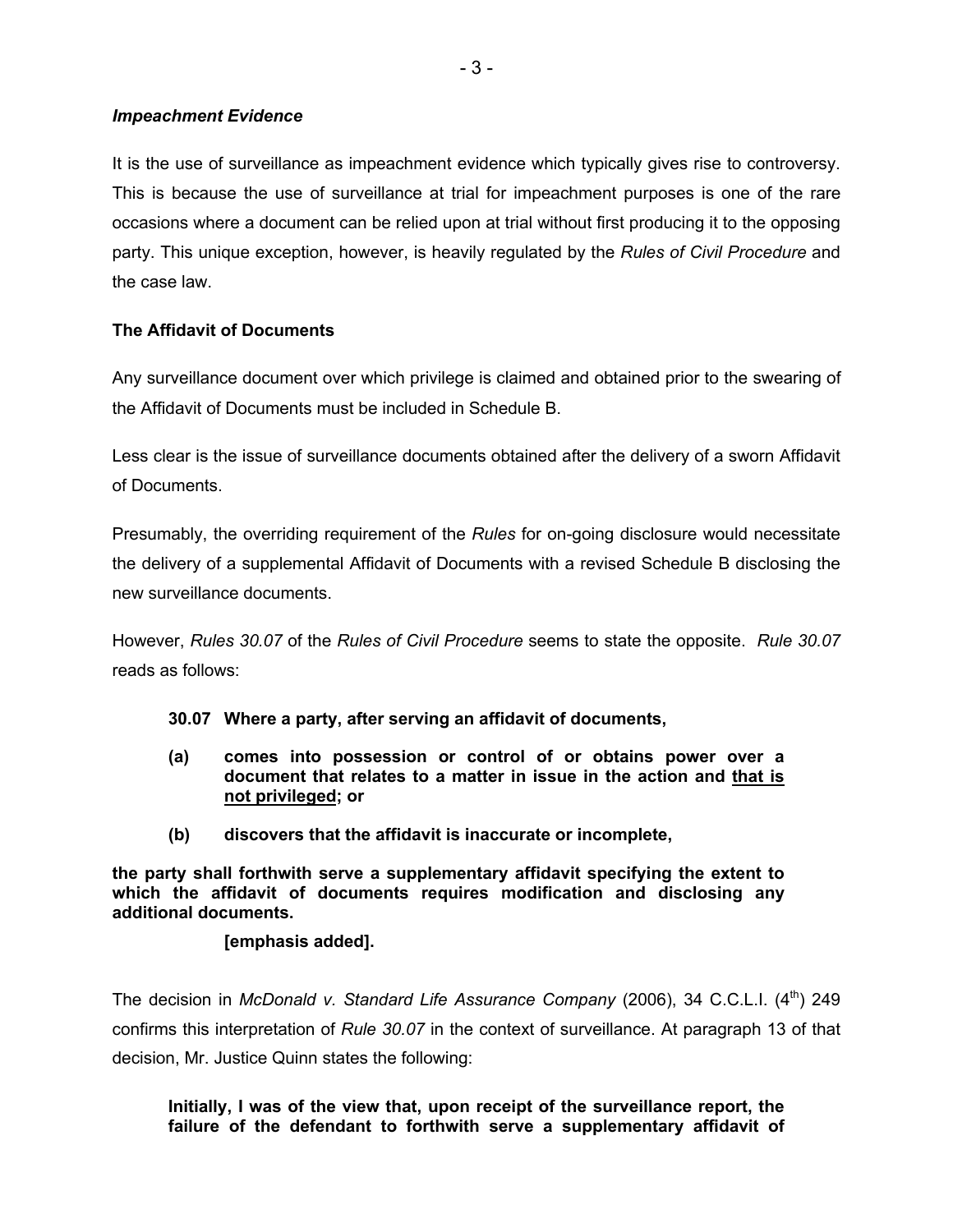***Impeachment Evidence***

It is the use of surveillance as impeachment evidence which typically gives rise to controversy. This is because the use of surveillance at trial for impeachment purposes is one of the rare occasions where a document can be relied upon at trial without first producing it to the opposing party. This unique exception, however, is heavily regulated by the *Rules of Civil Procedure* and the case law.

**The Affidavit of Documents**

Any surveillance document over which privilege is claimed and obtained prior to the swearing of the Affidavit of Documents must be included in Schedule B.

Less clear is the issue of surveillance documents obtained after the delivery of a sworn Affidavit of Documents.

Presumably, the overriding requirement of the *Rules* for on-going disclosure would necessitate the delivery of a supplemental Affidavit of Documents with a revised Schedule B disclosing the new surveillance documents.

However, *Rules 30.07* of the *Rules of Civil Procedure* seems to state the opposite. *Rule 30.07* reads as follows:

> **30.07 Where a party, after serving an affidavit of documents,**
>
> **(a) comes into possession or control of or obtains power over a document that relates to a matter in issue in the action and <u>that is not privileged</u>; or**
>
> **(b) discovers that the affidavit is inaccurate or incomplete,**
>
> **the party shall forthwith serve a supplementary affidavit specifying the extent to which the affidavit of documents requires modification and disclosing any additional documents.**
>
> **[emphasis added].**

The decision in *McDonald v. Standard Life Assurance Company* (2006), 34 C.C.L.I. (4th) 249 confirms this interpretation of *Rule 30.07* in the context of surveillance. At paragraph 13 of that decision, Mr. Justice Quinn states the following:

> **Initially, I was of the view that, upon receipt of the surveillance report, the failure of the defendant to forthwith serve a supplementary affidavit of**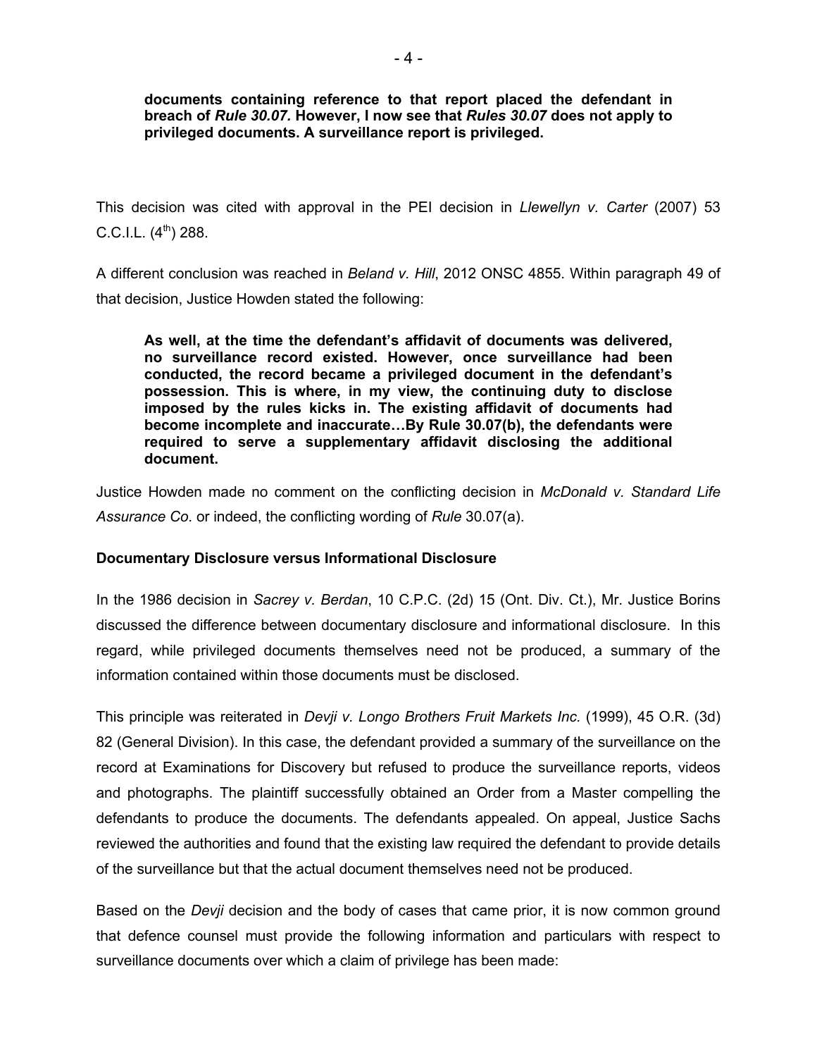**documents containing reference to that report placed the defendant in breach of *Rule 30.07.* However, I now see that *Rules 30.07* does not apply to privileged documents. A surveillance report is privileged.**

This decision was cited with approval in the PEI decision in *Llewellyn v. Carter* (2007) 53 C.C.I.L. (4th) 288.

A different conclusion was reached in *Beland v. Hill*, 2012 ONSC 4855. Within paragraph 49 of that decision, Justice Howden stated the following:

> **As well, at the time the defendant's affidavit of documents was delivered, no surveillance record existed. However, once surveillance had been conducted, the record became a privileged document in the defendant's possession. This is where, in my view, the continuing duty to disclose imposed by the rules kicks in. The existing affidavit of documents had become incomplete and inaccurate…By Rule 30.07(b), the defendants were required to serve a supplementary affidavit disclosing the additional document.**

Justice Howden made no comment on the conflicting decision in *McDonald v. Standard Life Assurance Co*. or indeed, the conflicting wording of *Rule* 30.07(a).

**Documentary Disclosure versus Informational Disclosure**

In the 1986 decision in *Sacrey v. Berdan*, 10 C.P.C. (2d) 15 (Ont. Div. Ct.), Mr. Justice Borins discussed the difference between documentary disclosure and informational disclosure. In this regard, while privileged documents themselves need not be produced, a summary of the information contained within those documents must be disclosed.

This principle was reiterated in *Devji v. Longo Brothers Fruit Markets Inc.* (1999), 45 O.R. (3d) 82 (General Division). In this case, the defendant provided a summary of the surveillance on the record at Examinations for Discovery but refused to produce the surveillance reports, videos and photographs. The plaintiff successfully obtained an Order from a Master compelling the defendants to produce the documents. The defendants appealed. On appeal, Justice Sachs reviewed the authorities and found that the existing law required the defendant to provide details of the surveillance but that the actual document themselves need not be produced.

Based on the *Devji* decision and the body of cases that came prior, it is now common ground that defence counsel must provide the following information and particulars with respect to surveillance documents over which a claim of privilege has been made: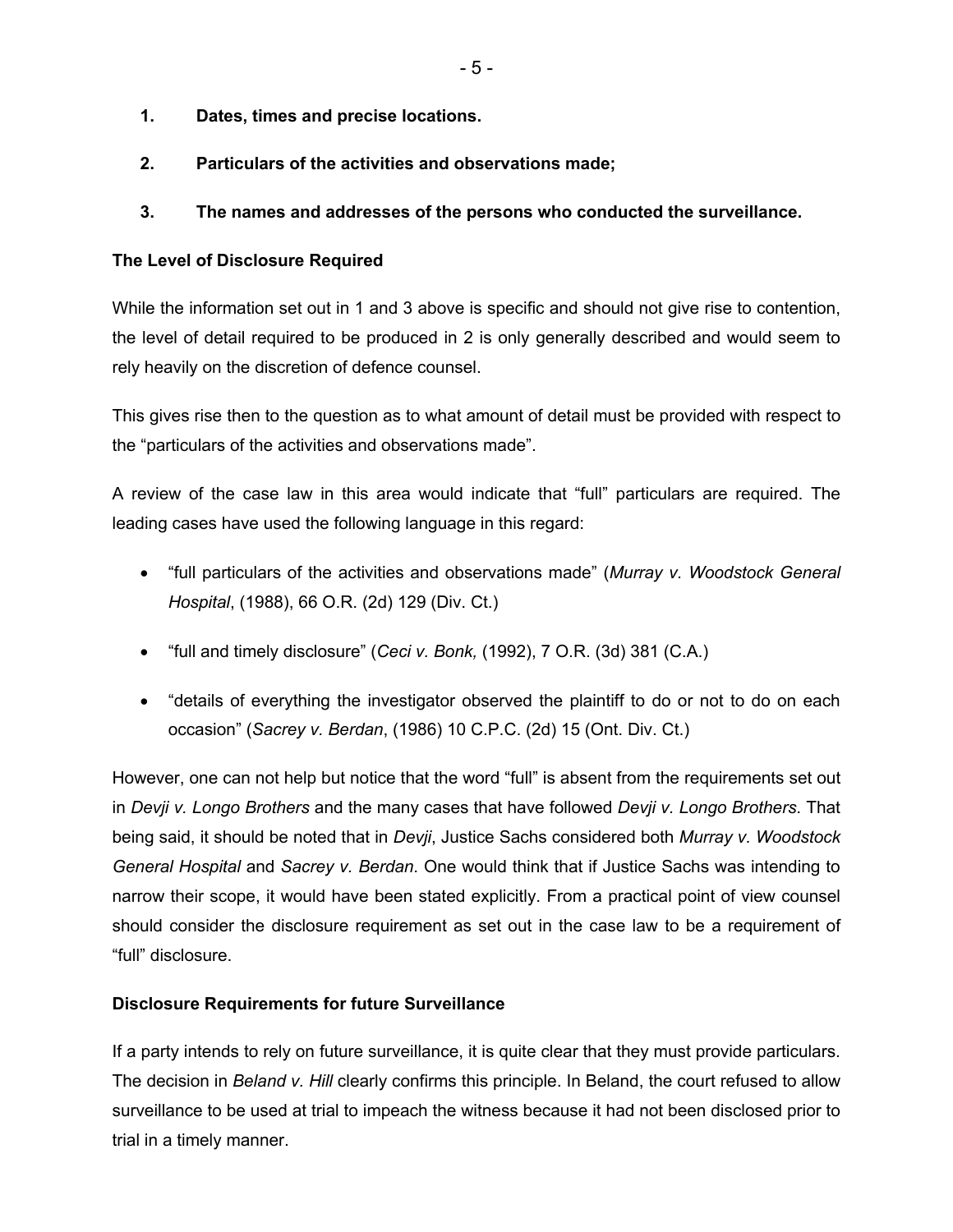1. **Dates, times and precise locations.**

2. **Particulars of the activities and observations made;**

3. **The names and addresses of the persons who conducted the surveillance.**

**The Level of Disclosure Required**

While the information set out in 1 and 3 above is specific and should not give rise to contention, the level of detail required to be produced in 2 is only generally described and would seem to rely heavily on the discretion of defence counsel.

This gives rise then to the question as to what amount of detail must be provided with respect to the "particulars of the activities and observations made".

A review of the case law in this area would indicate that "full" particulars are required. The leading cases have used the following language in this regard:

- "full particulars of the activities and observations made" (*Murray v. Woodstock General Hospital*, (1988), 66 O.R. (2d) 129 (Div. Ct.)
- "full and timely disclosure" (*Ceci v. Bonk,* (1992), 7 O.R. (3d) 381 (C.A.)
- "details of everything the investigator observed the plaintiff to do or not to do on each occasion" (*Sacrey v. Berdan*, (1986) 10 C.P.C. (2d) 15 (Ont. Div. Ct.)

However, one can not help but notice that the word "full" is absent from the requirements set out in *Devji v. Longo Brothers* and the many cases that have followed *Devji v. Longo Brothers*. That being said, it should be noted that in *Devji*, Justice Sachs considered both *Murray v. Woodstock General Hospital* and *Sacrey v. Berdan*. One would think that if Justice Sachs was intending to narrow their scope, it would have been stated explicitly. From a practical point of view counsel should consider the disclosure requirement as set out in the case law to be a requirement of "full" disclosure.

**Disclosure Requirements for future Surveillance**

If a party intends to rely on future surveillance, it is quite clear that they must provide particulars. The decision in *Beland v. Hill* clearly confirms this principle. In Beland, the court refused to allow surveillance to be used at trial to impeach the witness because it had not been disclosed prior to trial in a timely manner.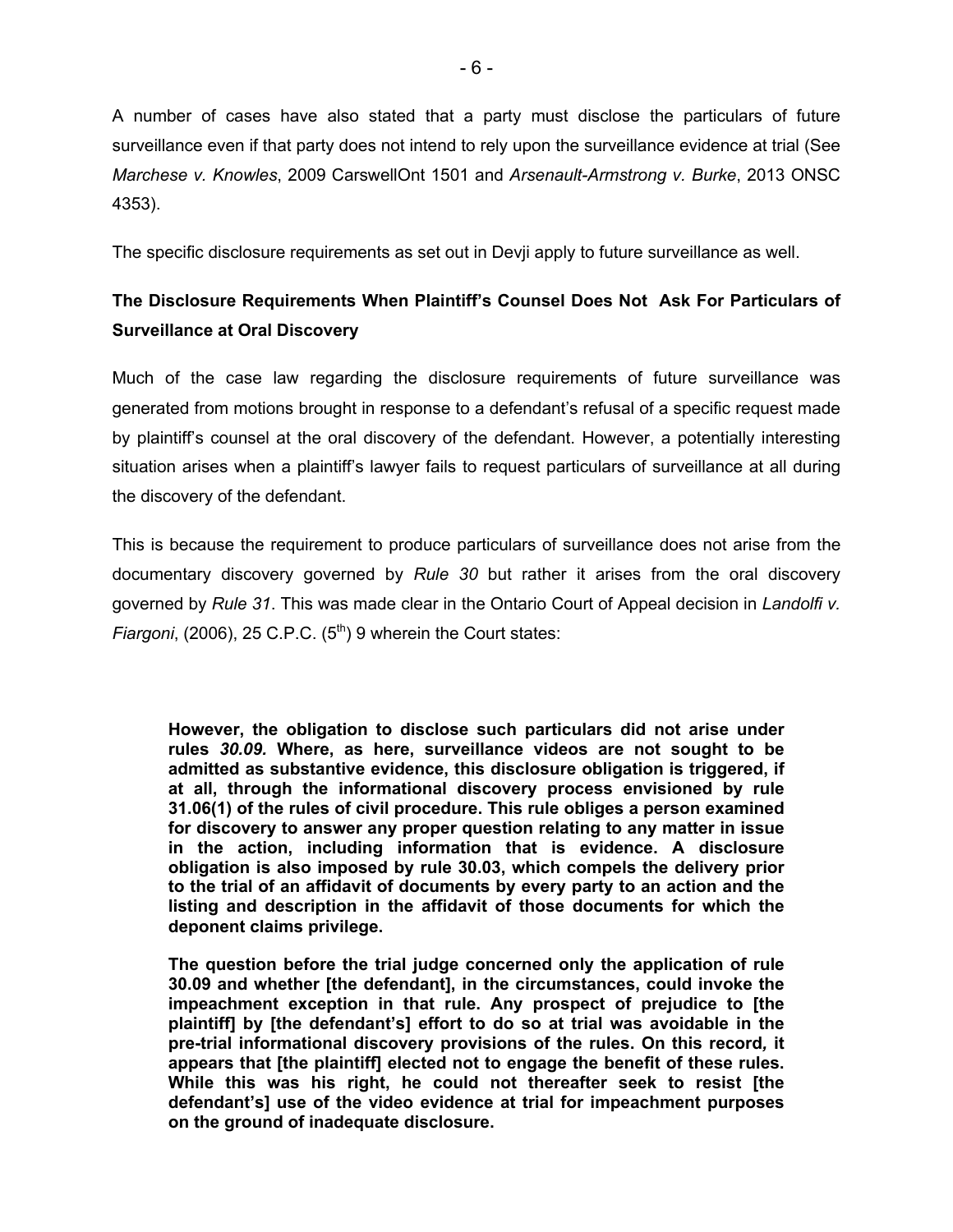A number of cases have also stated that a party must disclose the particulars of future surveillance even if that party does not intend to rely upon the surveillance evidence at trial (See *Marchese v. Knowles*, 2009 CarswellOnt 1501 and *Arsenault-Armstrong v. Burke*, 2013 ONSC 4353).

The specific disclosure requirements as set out in Devji apply to future surveillance as well.

**The Disclosure Requirements When Plaintiff's Counsel Does Not Ask For Particulars of Surveillance at Oral Discovery**

Much of the case law regarding the disclosure requirements of future surveillance was generated from motions brought in response to a defendant's refusal of a specific request made by plaintiff's counsel at the oral discovery of the defendant. However, a potentially interesting situation arises when a plaintiff's lawyer fails to request particulars of surveillance at all during the discovery of the defendant.

This is because the requirement to produce particulars of surveillance does not arise from the documentary discovery governed by *Rule 30* but rather it arises from the oral discovery governed by *Rule 31*. This was made clear in the Ontario Court of Appeal decision in *Landolfi v. Fiargoni*, (2006), 25 C.P.C. (5th) 9 wherein the Court states:

> **However, the obligation to disclose such particulars did not arise under rules *30.09.* Where, as here, surveillance videos are not sought to be admitted as substantive evidence, this disclosure obligation is triggered, if at all, through the informational discovery process envisioned by rule 31.06(1) of the rules of civil procedure. This rule obliges a person examined for discovery to answer any proper question relating to any matter in issue in the action, including information that is evidence. A disclosure obligation is also imposed by rule 30.03, which compels the delivery prior to the trial of an affidavit of documents by every party to an action and the listing and description in the affidavit of those documents for which the deponent claims privilege.**
>
> **The question before the trial judge concerned only the application of rule 30.09 and whether [the defendant], in the circumstances, could invoke the impeachment exception in that rule. Any prospect of prejudice to [the plaintiff] by [the defendant's] effort to do so at trial was avoidable in the pre-trial informational discovery provisions of the rules. On this record*,* it appears that [the plaintiff] elected not to engage the benefit of these rules. While this was his right, he could not thereafter seek to resist [the defendant's] use of the video evidence at trial for impeachment purposes on the ground of inadequate disclosure.**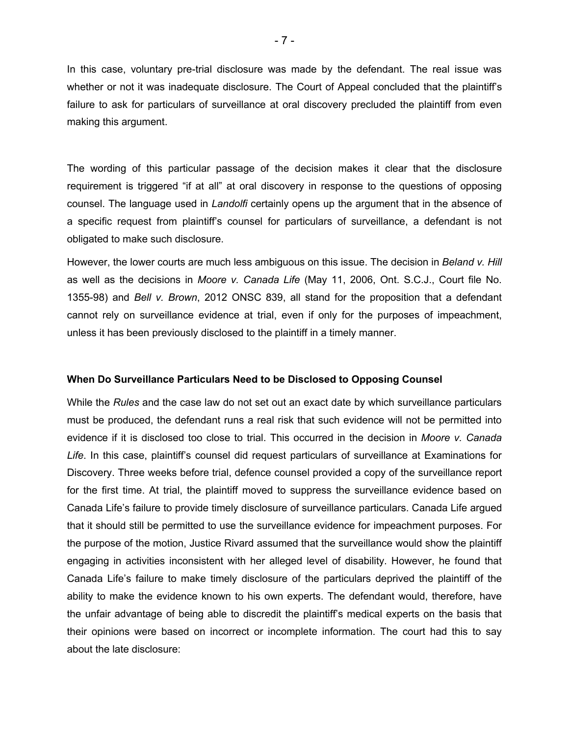In this case, voluntary pre-trial disclosure was made by the defendant. The real issue was whether or not it was inadequate disclosure. The Court of Appeal concluded that the plaintiff's failure to ask for particulars of surveillance at oral discovery precluded the plaintiff from even making this argument.

The wording of this particular passage of the decision makes it clear that the disclosure requirement is triggered "if at all" at oral discovery in response to the questions of opposing counsel. The language used in *Landolfi* certainly opens up the argument that in the absence of a specific request from plaintiff's counsel for particulars of surveillance, a defendant is not obligated to make such disclosure.

However, the lower courts are much less ambiguous on this issue. The decision in *Beland v. Hill* as well as the decisions in *Moore v. Canada Life* (May 11, 2006, Ont. S.C.J., Court file No. 1355-98) and *Bell v. Brown*, 2012 ONSC 839, all stand for the proposition that a defendant cannot rely on surveillance evidence at trial, even if only for the purposes of impeachment, unless it has been previously disclosed to the plaintiff in a timely manner.

**When Do Surveillance Particulars Need to be Disclosed to Opposing Counsel**

While the *Rules* and the case law do not set out an exact date by which surveillance particulars must be produced, the defendant runs a real risk that such evidence will not be permitted into evidence if it is disclosed too close to trial. This occurred in the decision in *Moore v. Canada Life*. In this case, plaintiff's counsel did request particulars of surveillance at Examinations for Discovery. Three weeks before trial, defence counsel provided a copy of the surveillance report for the first time. At trial, the plaintiff moved to suppress the surveillance evidence based on Canada Life's failure to provide timely disclosure of surveillance particulars. Canada Life argued that it should still be permitted to use the surveillance evidence for impeachment purposes. For the purpose of the motion, Justice Rivard assumed that the surveillance would show the plaintiff engaging in activities inconsistent with her alleged level of disability. However, he found that Canada Life's failure to make timely disclosure of the particulars deprived the plaintiff of the ability to make the evidence known to his own experts. The defendant would, therefore, have the unfair advantage of being able to discredit the plaintiff's medical experts on the basis that their opinions were based on incorrect or incomplete information. The court had this to say about the late disclosure: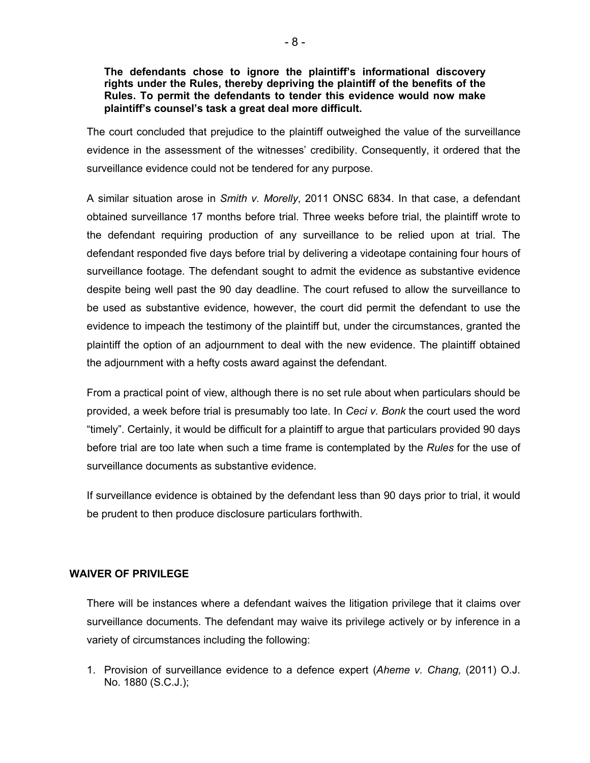> **The defendants chose to ignore the plaintiff's informational discovery rights under the Rules, thereby depriving the plaintiff of the benefits of the Rules. To permit the defendants to tender this evidence would now make plaintiff's counsel's task a great deal more difficult.**

The court concluded that prejudice to the plaintiff outweighed the value of the surveillance evidence in the assessment of the witnesses' credibility. Consequently, it ordered that the surveillance evidence could not be tendered for any purpose.

A similar situation arose in *Smith v. Morelly*, 2011 ONSC 6834. In that case, a defendant obtained surveillance 17 months before trial. Three weeks before trial, the plaintiff wrote to the defendant requiring production of any surveillance to be relied upon at trial. The defendant responded five days before trial by delivering a videotape containing four hours of surveillance footage. The defendant sought to admit the evidence as substantive evidence despite being well past the 90 day deadline. The court refused to allow the surveillance to be used as substantive evidence, however, the court did permit the defendant to use the evidence to impeach the testimony of the plaintiff but, under the circumstances, granted the plaintiff the option of an adjournment to deal with the new evidence. The plaintiff obtained the adjournment with a hefty costs award against the defendant.

From a practical point of view, although there is no set rule about when particulars should be provided, a week before trial is presumably too late. In *Ceci v. Bonk* the court used the word "timely". Certainly, it would be difficult for a plaintiff to argue that particulars provided 90 days before trial are too late when such a time frame is contemplated by the *Rules* for the use of surveillance documents as substantive evidence.

If surveillance evidence is obtained by the defendant less than 90 days prior to trial, it would be prudent to then produce disclosure particulars forthwith.

## WAIVER OF PRIVILEGE

There will be instances where a defendant waives the litigation privilege that it claims over surveillance documents. The defendant may waive its privilege actively or by inference in a variety of circumstances including the following:

1. Provision of surveillance evidence to a defence expert (*Aheme v. Chang,* (2011) O.J. No. 1880 (S.C.J.);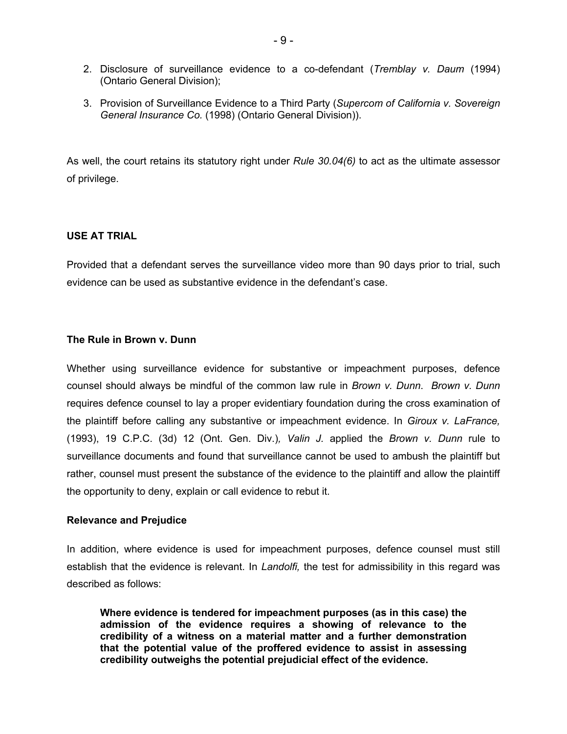2. Disclosure of surveillance evidence to a co-defendant (*Tremblay v. Daum* (1994) (Ontario General Division);
3. Provision of Surveillance Evidence to a Third Party (*Supercom of California v. Sovereign General Insurance Co.* (1998) (Ontario General Division)).

As well, the court retains its statutory right under *Rule 30.04(6)* to act as the ultimate assessor of privilege.

## USE AT TRIAL

Provided that a defendant serves the surveillance video more than 90 days prior to trial, such evidence can be used as substantive evidence in the defendant's case.

### The Rule in Brown v. Dunn

Whether using surveillance evidence for substantive or impeachment purposes, defence counsel should always be mindful of the common law rule in *Brown v. Dunn*. *Brown v. Dunn* requires defence counsel to lay a proper evidentiary foundation during the cross examination of the plaintiff before calling any substantive or impeachment evidence. In *Giroux v. LaFrance,* (1993), 19 C.P.C. (3d) 12 (Ont. Gen. Div.)*, Valin J.* applied the *Brown v. Dunn* rule to surveillance documents and found that surveillance cannot be used to ambush the plaintiff but rather, counsel must present the substance of the evidence to the plaintiff and allow the plaintiff the opportunity to deny, explain or call evidence to rebut it.

### Relevance and Prejudice

In addition, where evidence is used for impeachment purposes, defence counsel must still establish that the evidence is relevant. In *Landolfi,* the test for admissibility in this regard was described as follows:

> **Where evidence is tendered for impeachment purposes (as in this case) the admission of the evidence requires a showing of relevance to the credibility of a witness on a material matter and a further demonstration that the potential value of the proffered evidence to assist in assessing credibility outweighs the potential prejudicial effect of the evidence.**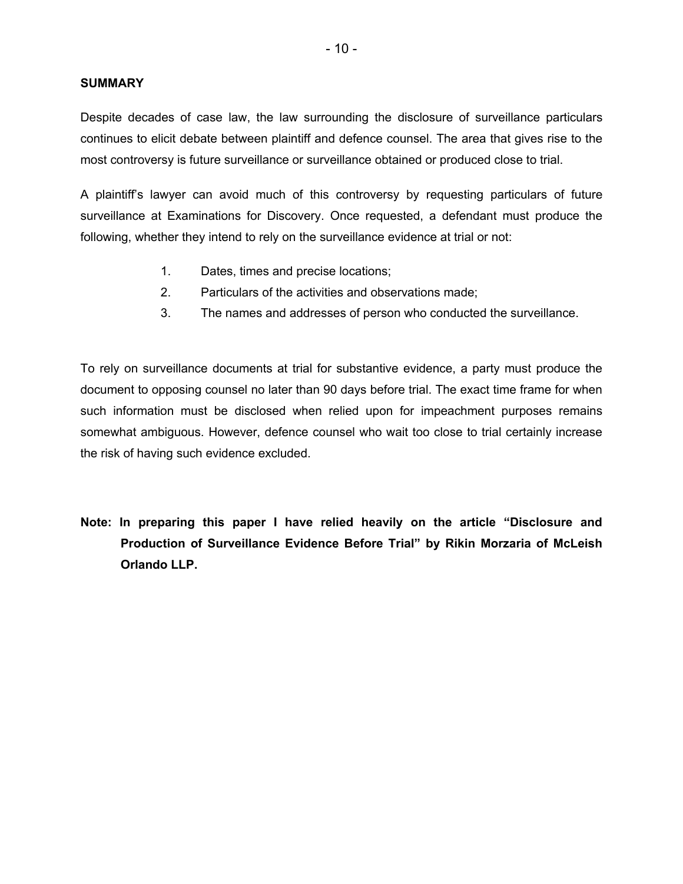## SUMMARY

Despite decades of case law, the law surrounding the disclosure of surveillance particulars continues to elicit debate between plaintiff and defence counsel. The area that gives rise to the most controversy is future surveillance or surveillance obtained or produced close to trial.

A plaintiff's lawyer can avoid much of this controversy by requesting particulars of future surveillance at Examinations for Discovery. Once requested, a defendant must produce the following, whether they intend to rely on the surveillance evidence at trial or not:

1. Dates, times and precise locations;
2. Particulars of the activities and observations made;
3. The names and addresses of person who conducted the surveillance.

To rely on surveillance documents at trial for substantive evidence, a party must produce the document to opposing counsel no later than 90 days before trial. The exact time frame for when such information must be disclosed when relied upon for impeachment purposes remains somewhat ambiguous. However, defence counsel who wait too close to trial certainly increase the risk of having such evidence excluded.

**Note: In preparing this paper I have relied heavily on the article "Disclosure and Production of Surveillance Evidence Before Trial" by Rikin Morzaria of McLeish Orlando LLP.**